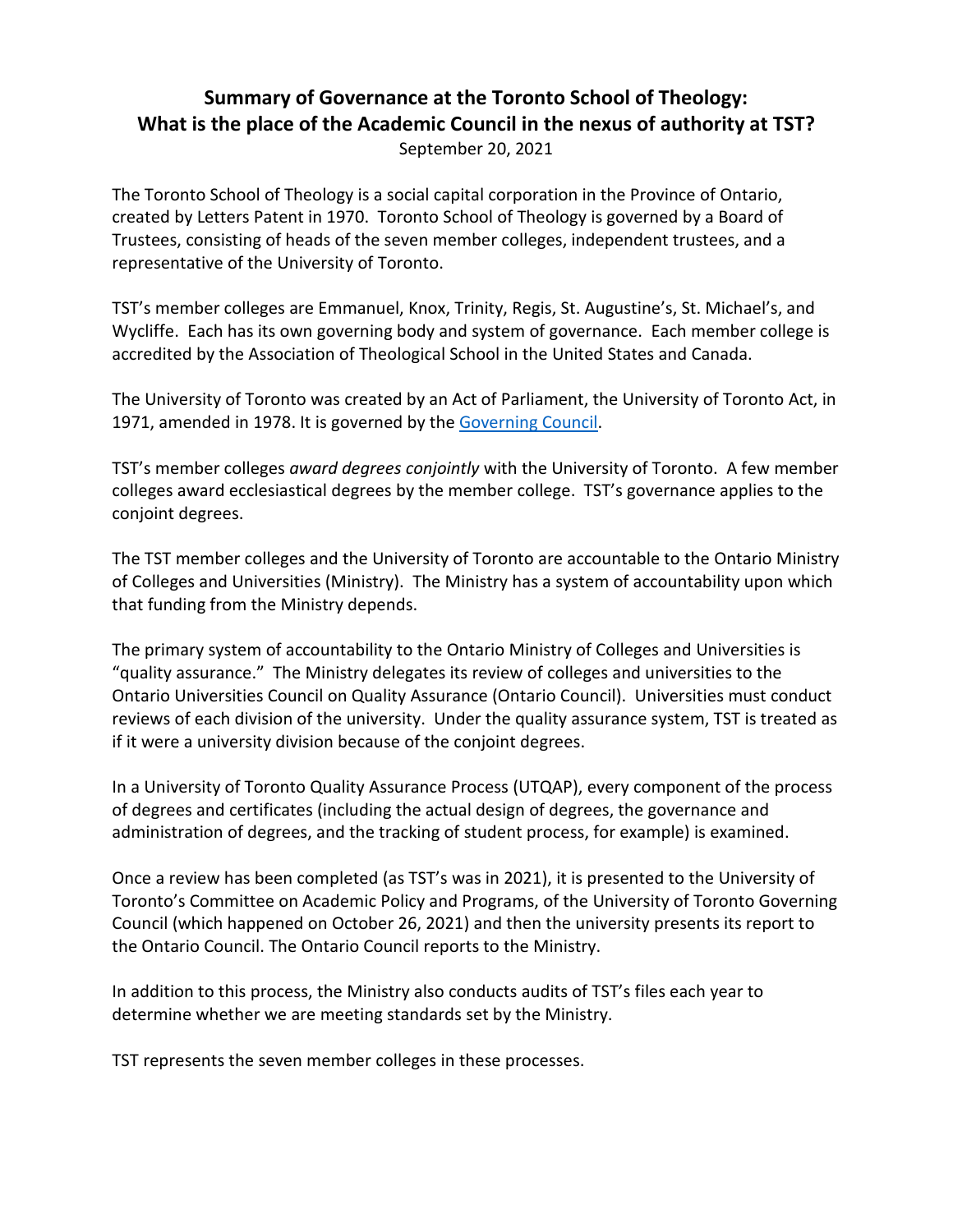# Summary of Governance at the Toronto School of Theology: What is the place of the Academic Council in the nexus of authority at TST?

September 20, 2021

The Toronto School of Theology is a social capital corporation in the Province of Ontario, created by Letters Patent in 1970. Toronto School of Theology is governed by a Board of Trustees, consisting of heads of the seven member colleges, independent trustees, and a representative of the University of Toronto.

TST's member colleges are Emmanuel, Knox, Trinity, Regis, St. Augustine's, St. Michael's, and Wycliffe. Each has its own governing body and system of governance. Each member college is accredited by the Association of Theological School in the United States and Canada.

The University of Toronto was created by an Act of Parliament, the University of Toronto Act, in 1971, amended in 1978. It is governed by the Governing Council.

TST's member colleges *award degrees conjointly* with the University of Toronto. A few member colleges award ecclesiastical degrees by the member college. TST's governance applies to the conjoint degrees.

The TST member colleges and the University of Toronto are accountable to the Ontario Ministry of Colleges and Universities (Ministry). The Ministry has a system of accountability upon which that funding from the Ministry depends.

The primary system of accountability to the Ontario Ministry of Colleges and Universities is "quality assurance." The Ministry delegates its review of colleges and universities to the Ontario Universities Council on Quality Assurance (Ontario Council). Universities must conduct reviews of each division of the university. Under the quality assurance system, TST is treated as if it were a university division because of the conjoint degrees.

In a University of Toronto Quality Assurance Process (UTQAP), every component of the process of degrees and certificates (including the actual design of degrees, the governance and administration of degrees, and the tracking of student process, for example) is examined.

Once a review has been completed (as TST's was in 2021), it is presented to the University of Toronto's Committee on Academic Policy and Programs, of the University of Toronto Governing Council (which happened on October 26, 2021) and then the university presents its report to the Ontario Council. The Ontario Council reports to the Ministry.

In addition to this process, the Ministry also conducts audits of TST's files each year to determine whether we are meeting standards set by the Ministry.

TST represents the seven member colleges in these processes.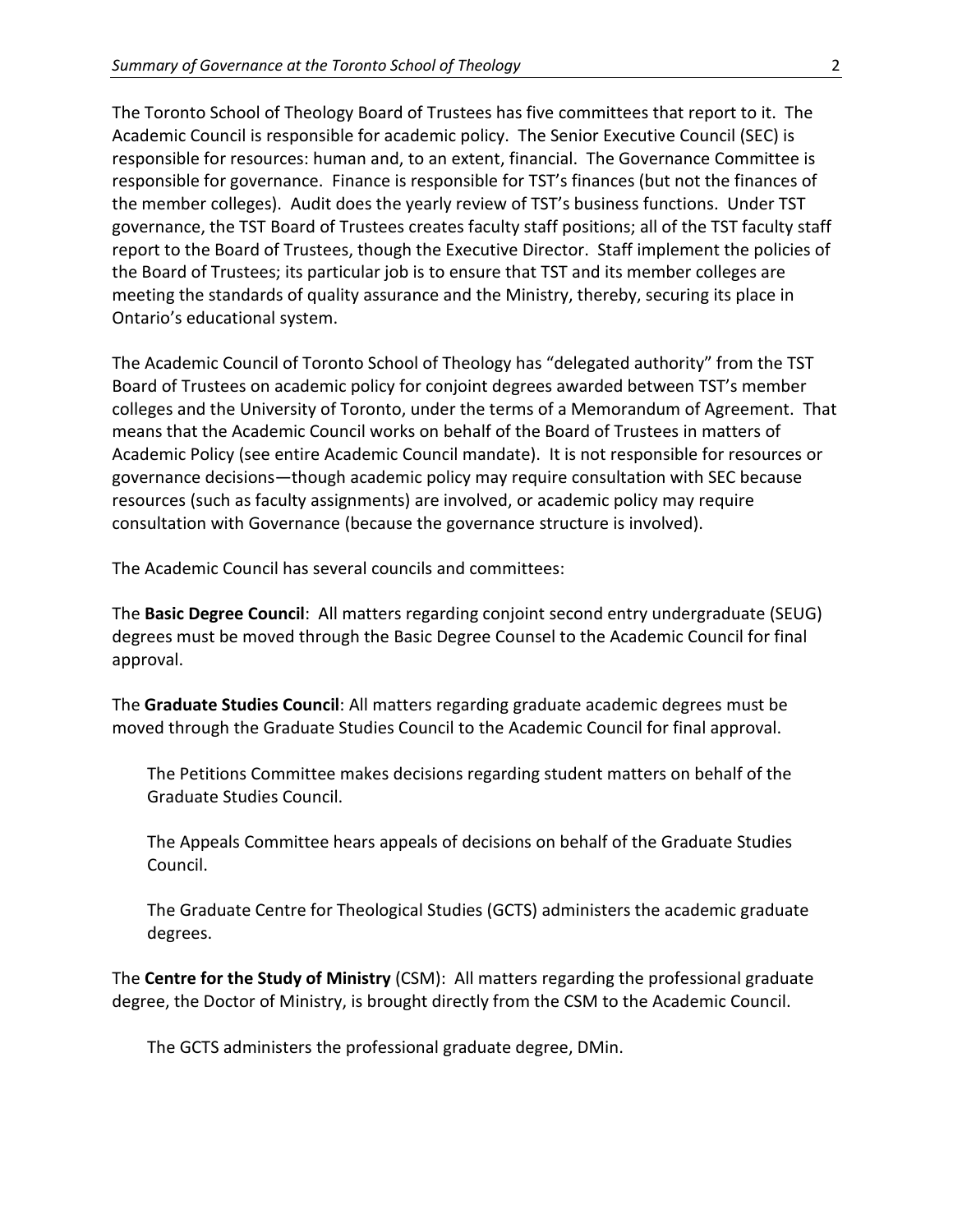The Toronto School of Theology Board of Trustees has five committees that report to it. The Academic Council is responsible for academic policy. The Senior Executive Council (SEC) is responsible for resources: human and, to an extent, financial. The Governance Committee is responsible for governance. Finance is responsible for TST's finances (but not the finances of the member colleges). Audit does the yearly review of TST's business functions. Under TST governance, the TST Board of Trustees creates faculty staff positions; all of the TST faculty staff report to the Board of Trustees, though the Executive Director. Staff implement the policies of the Board of Trustees; its particular job is to ensure that TST and its member colleges are meeting the standards of quality assurance and the Ministry, thereby, securing its place in Ontario's educational system.

The Academic Council of Toronto School of Theology has "delegated authority" from the TST Board of Trustees on academic policy for conjoint degrees awarded between TST's member colleges and the University of Toronto, under the terms of a Memorandum of Agreement. That means that the Academic Council works on behalf of the Board of Trustees in matters of Academic Policy (see entire Academic Council mandate). It is not responsible for resources or governance decisions—though academic policy may require consultation with SEC because resources (such as faculty assignments) are involved, or academic policy may require consultation with Governance (because the governance structure is involved).

The Academic Council has several councils and committees:

The **Basic Degree Council**: All matters regarding conjoint second entry undergraduate (SEUG) degrees must be moved through the Basic Degree Counsel to the Academic Council for final approval.

The **Graduate Studies Council**: All matters regarding graduate academic degrees must be moved through the Graduate Studies Council to the Academic Council for final approval.

> The Petitions Committee makes decisions regarding student matters on behalf of the Graduate Studies Council.
>
> The Appeals Committee hears appeals of decisions on behalf of the Graduate Studies Council.
>
> The Graduate Centre for Theological Studies (GCTS) administers the academic graduate degrees.

The **Centre for the Study of Ministry** (CSM): All matters regarding the professional graduate degree, the Doctor of Ministry, is brought directly from the CSM to the Academic Council.

> The GCTS administers the professional graduate degree, DMin.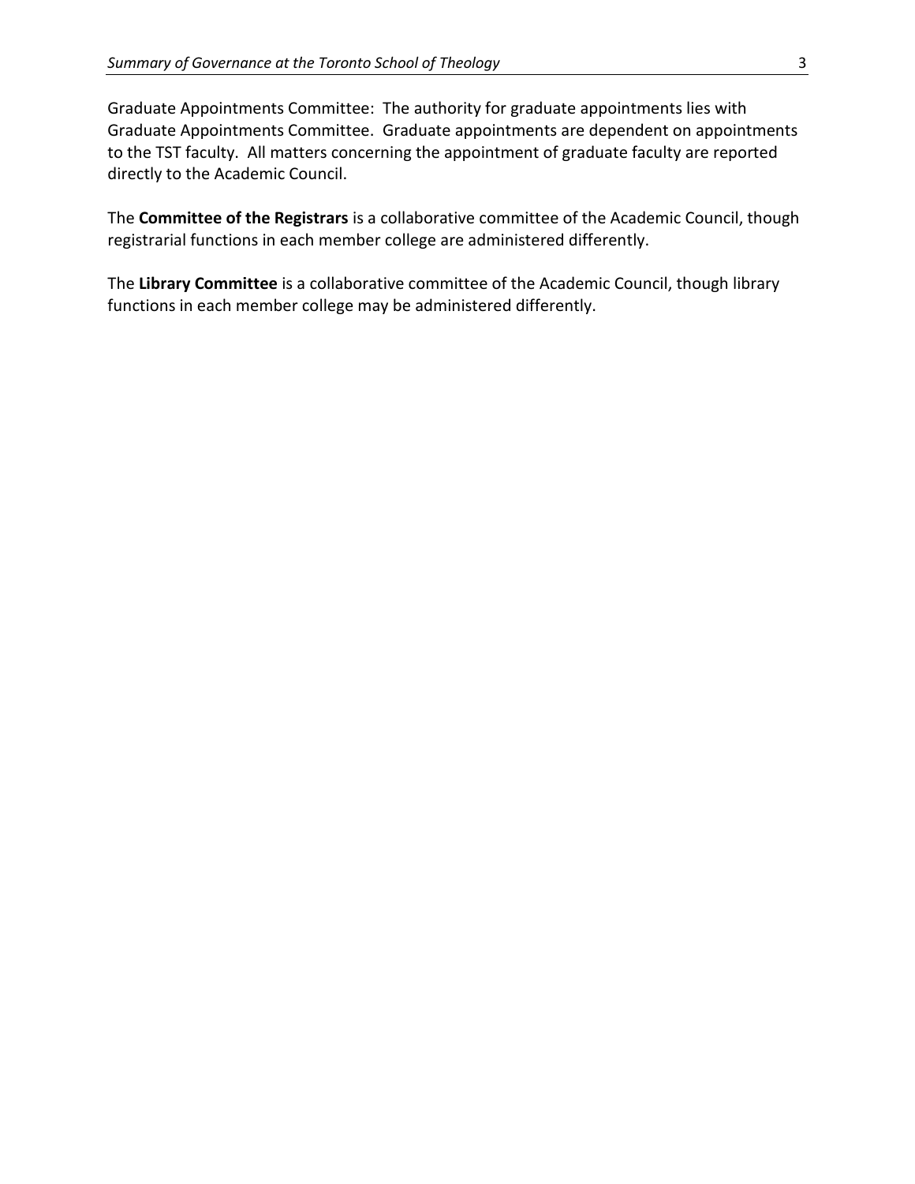Graduate Appointments Committee: The authority for graduate appointments lies with Graduate Appointments Committee. Graduate appointments are dependent on appointments to the TST faculty. All matters concerning the appointment of graduate faculty are reported directly to the Academic Council.

The **Committee of the Registrars** is a collaborative committee of the Academic Council, though registrarial functions in each member college are administered differently.

The **Library Committee** is a collaborative committee of the Academic Council, though library functions in each member college may be administered differently.